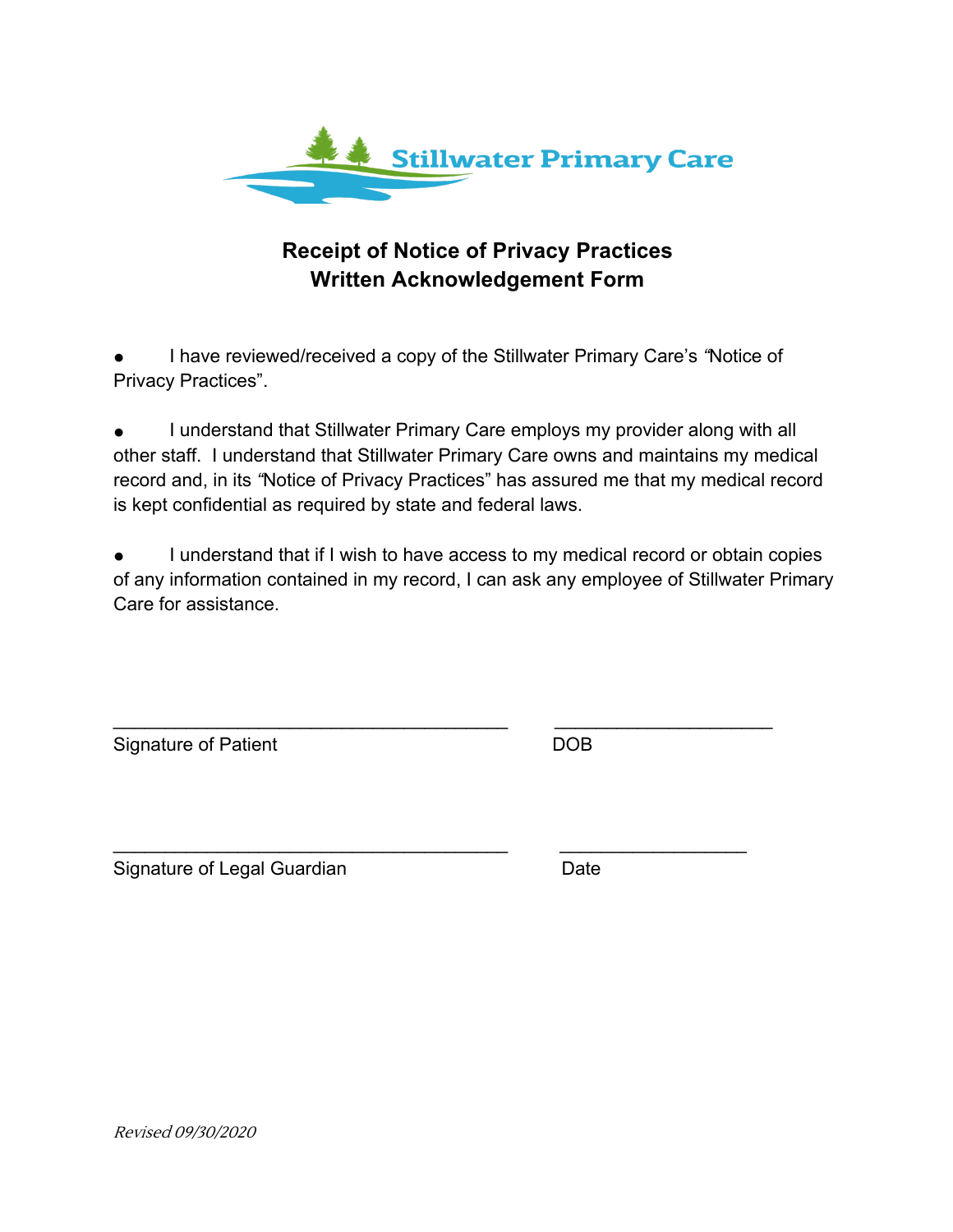Stillwater Primary Care

## Receipt of Notice of Privacy Practices
## Written Acknowledgement Form

- I have reviewed/received a copy of the Stillwater Primary Care's "Notice of Privacy Practices".

- I understand that Stillwater Primary Care employs my provider along with all other staff. I understand that Stillwater Primary Care owns and maintains my medical record and, in its "Notice of Privacy Practices" has assured me that my medical record is kept confidential as required by state and federal laws.

- I understand that if I wish to have access to my medical record or obtain copies of any information contained in my record, I can ask any employee of Stillwater Primary Care for assistance.

_______________________________________ _____________________

Signature of Patient DOB

_______________________________________ __________________

Signature of Legal Guardian Date

*Revised 09/30/2020*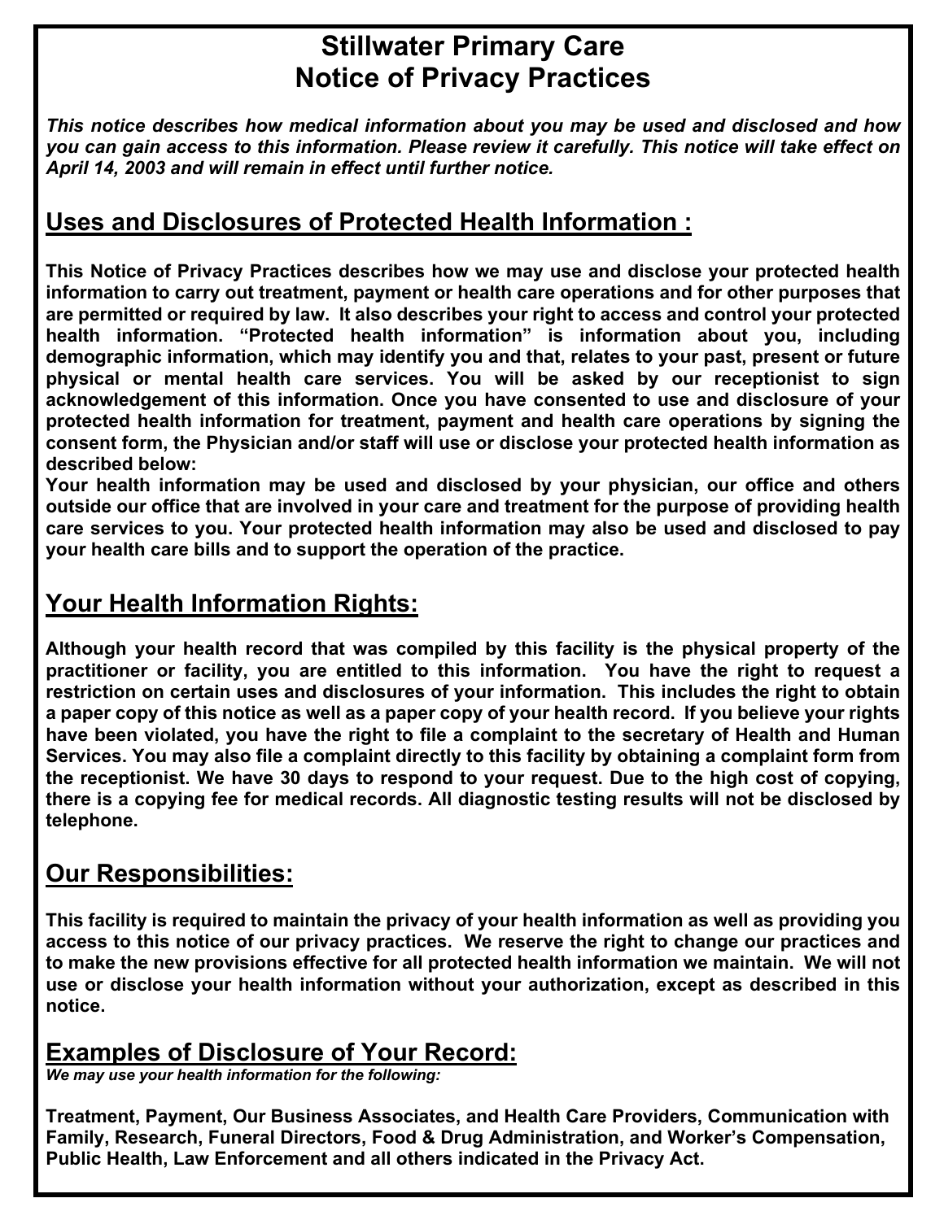# Stillwater Primary Care
# Notice of Privacy Practices

***This notice describes how medical information about you may be used and disclosed and how you can gain access to this information. Please review it carefully. This notice will take effect on April 14, 2003 and will remain in effect until further notice.***

## Uses and Disclosures of Protected Health Information :

**This Notice of Privacy Practices describes how we may use and disclose your protected health information to carry out treatment, payment or health care operations and for other purposes that are permitted or required by law. It also describes your right to access and control your protected health information. "Protected health information" is information about you, including demographic information, which may identify you and that, relates to your past, present or future physical or mental health care services. You will be asked by our receptionist to sign acknowledgement of this information. Once you have consented to use and disclosure of your protected health information for treatment, payment and health care operations by signing the consent form, the Physician and/or staff will use or disclose your protected health information as described below:**

**Your health information may be used and disclosed by your physician, our office and others outside our office that are involved in your care and treatment for the purpose of providing health care services to you. Your protected health information may also be used and disclosed to pay your health care bills and to support the operation of the practice.**

## Your Health Information Rights:

**Although your health record that was compiled by this facility is the physical property of the practitioner or facility, you are entitled to this information. You have the right to request a restriction on certain uses and disclosures of your information. This includes the right to obtain a paper copy of this notice as well as a paper copy of your health record. If you believe your rights have been violated, you have the right to file a complaint to the secretary of Health and Human Services. You may also file a complaint directly to this facility by obtaining a complaint form from the receptionist. We have 30 days to respond to your request. Due to the high cost of copying, there is a copying fee for medical records. All diagnostic testing results will not be disclosed by telephone.**

## Our Responsibilities:

**This facility is required to maintain the privacy of your health information as well as providing you access to this notice of our privacy practices. We reserve the right to change our practices and to make the new provisions effective for all protected health information we maintain. We will not use or disclose your health information without your authorization, except as described in this notice.**

## Examples of Disclosure of Your Record:

***We may use your health information for the following:***

**Treatment, Payment, Our Business Associates, and Health Care Providers, Communication with Family, Research, Funeral Directors, Food & Drug Administration, and Worker's Compensation, Public Health, Law Enforcement and all others indicated in the Privacy Act.**